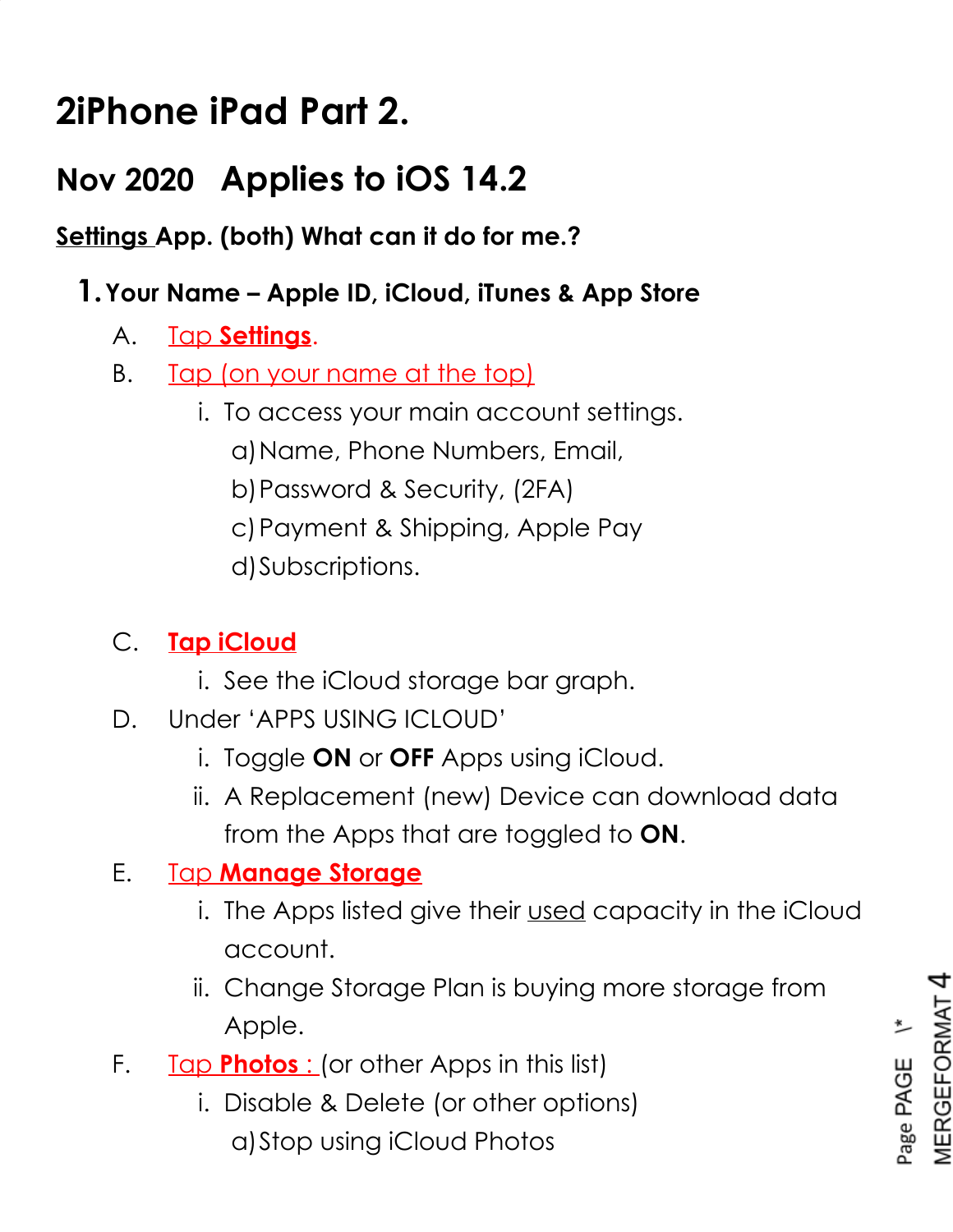# 2iPhone iPad Part 2.

## Nov 2020 Applies to iOS 14.2

**Settings App. (both) What can it do for me.?**

1. **Your Name – Apple ID, iCloud, iTunes & App Store**

   A. Tap **Settings**.

   B. Tap (on your name at the top)

      i. To access your main account settings.

         a) Name, Phone Numbers, Email,

         b) Password & Security, (2FA)

         c) Payment & Shipping, Apple Pay

         d) Subscriptions.

   C. **Tap iCloud**

      i. See the iCloud storage bar graph.

   D. Under 'APPS USING ICLOUD'

      i. Toggle **ON** or **OFF** Apps using iCloud.

      ii. A Replacement (new) Device can download data from the Apps that are toggled to **ON**.

   E. Tap **Manage Storage**

      i. The Apps listed give their used capacity in the iCloud account.

      ii. Change Storage Plan is buying more storage from Apple.

   F. Tap **Photos :** (or other Apps in this list)

      i. Disable & Delete (or other options)

         a) Stop using iCloud Photos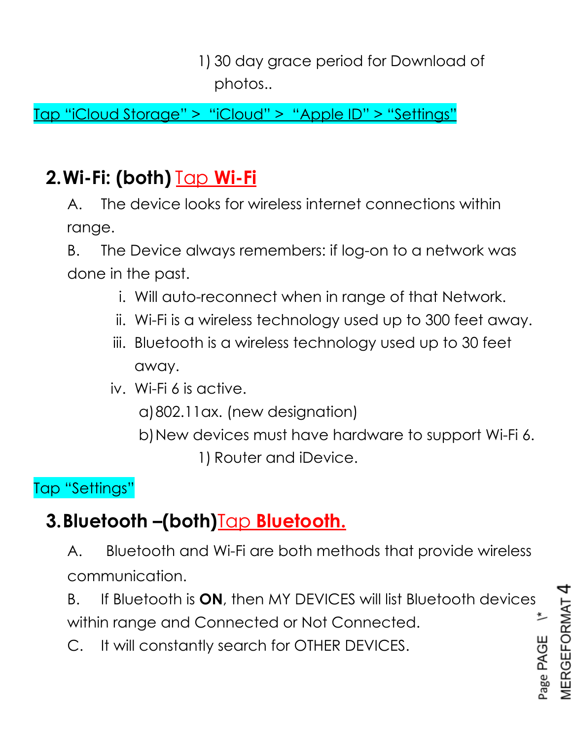1) 30 day grace period for Download of photos..

Tap "iCloud Storage" > "iCloud" > "Apple ID" > "Settings"

## 2. Wi-Fi: (both) Tap **Wi-Fi**

A. The device looks for wireless internet connections within range.

B. The Device always remembers: if log-on to a network was done in the past.

i. Will auto-reconnect when in range of that Network.

ii. Wi-Fi is a wireless technology used up to 300 feet away.

iii. Bluetooth is a wireless technology used up to 30 feet away.

iv. Wi-Fi 6 is active.

a) 802.11ax. (new designation)

b) New devices must have hardware to support Wi-Fi 6.

1) Router and iDevice.

Tap "Settings"

## 3. Bluetooth –(both) Tap **Bluetooth.**

A. Bluetooth and Wi-Fi are both methods that provide wireless communication.

B. If Bluetooth is **ON**, then MY DEVICES will list Bluetooth devices within range and Connected or Not Connected.

C. It will constantly search for OTHER DEVICES.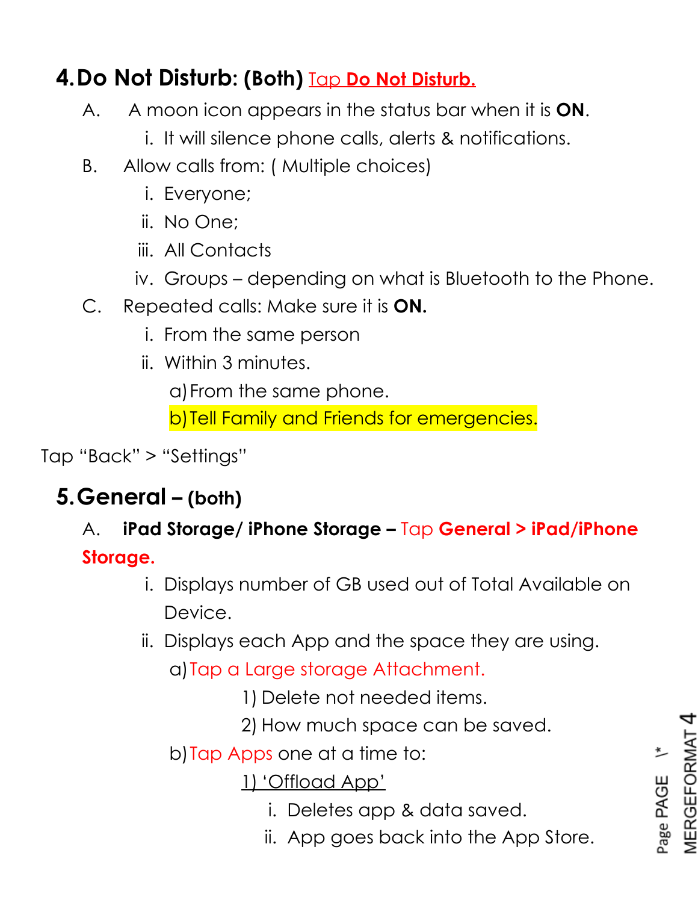## 4. Do Not Disturb: (Both) Tap **Do Not Disturb.**

A. A moon icon appears in the status bar when it is **ON**.

 i. It will silence phone calls, alerts & notifications.

B. Allow calls from: ( Multiple choices)

 i. Everyone;

 ii. No One;

 iii. All Contacts

 iv. Groups – depending on what is Bluetooth to the Phone.

C. Repeated calls: Make sure it is **ON.**

 i. From the same person

 ii. Within 3 minutes.

  a) From the same phone.

  b) Tell Family and Friends for emergencies.

Tap “Back” > “Settings”

## 5. General – (both)

A. **iPad Storage/ iPhone Storage –** Tap **General > iPad/iPhone Storage.**

 i. Displays number of GB used out of Total Available on Device.

 ii. Displays each App and the space they are using.

  a) Tap a Large storage Attachment.

   1) Delete not needed items.

   2) How much space can be saved.

  b) Tap Apps one at a time to:

   1) ‘Offload App’

    i. Deletes app & data saved.

    ii. App goes back into the App Store.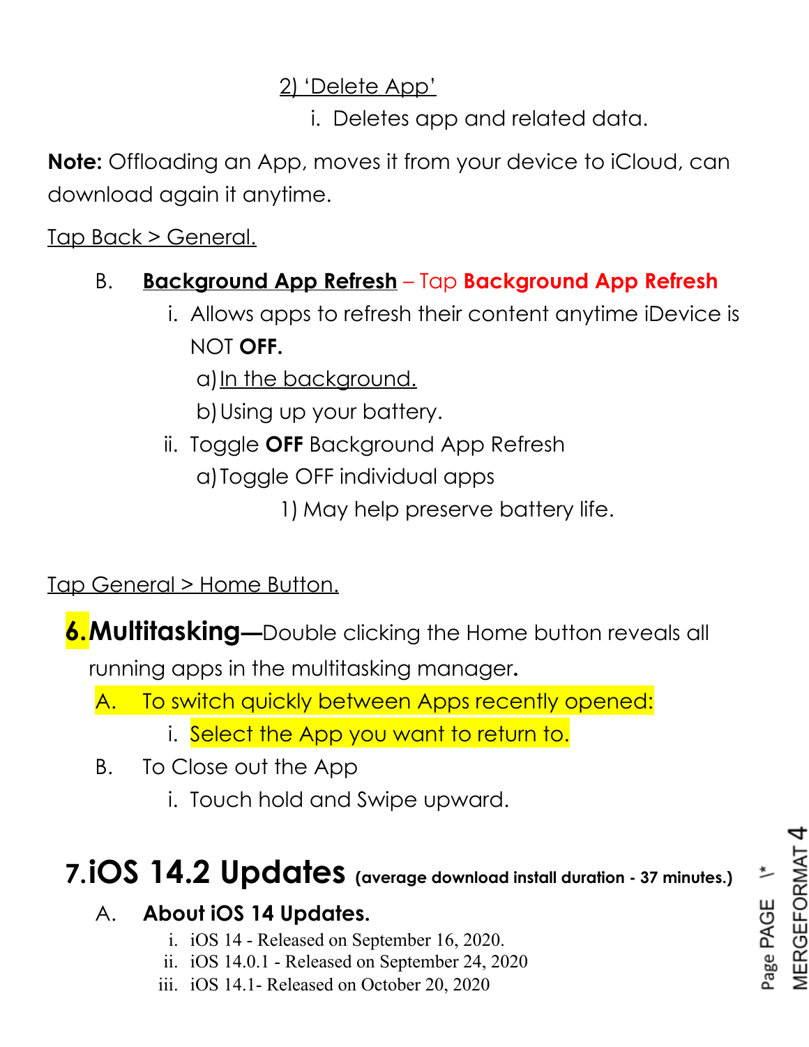2) 'Delete App'

i. Deletes app and related data.

**Note:** Offloading an App, moves it from your device to iCloud, can download again it anytime.

Tap Back > General.

B. **Background App Refresh** – Tap **Background App Refresh**

   i. Allows apps to refresh their content anytime iDevice is NOT **OFF.**

      a) In the background.

      b) Using up your battery.

   ii. Toggle **OFF** Background App Refresh

      a) Toggle OFF individual apps

         1) May help preserve battery life.

Tap General > Home Button.

**6.Multitasking—**Double clicking the Home button reveals all running apps in the multitasking manager.

A. To switch quickly between Apps recently opened:

   i. Select the App you want to return to.

B. To Close out the App

   i. Touch hold and Swipe upward.

# 7.iOS 14.2 Updates (average download install duration - 37 minutes.)

A. **About iOS 14 Updates.**

   i. iOS 14 - Released on September 16, 2020.
   ii. iOS 14.0.1 - Released on September 24, 2020
   iii. iOS 14.1- Released on October 20, 2020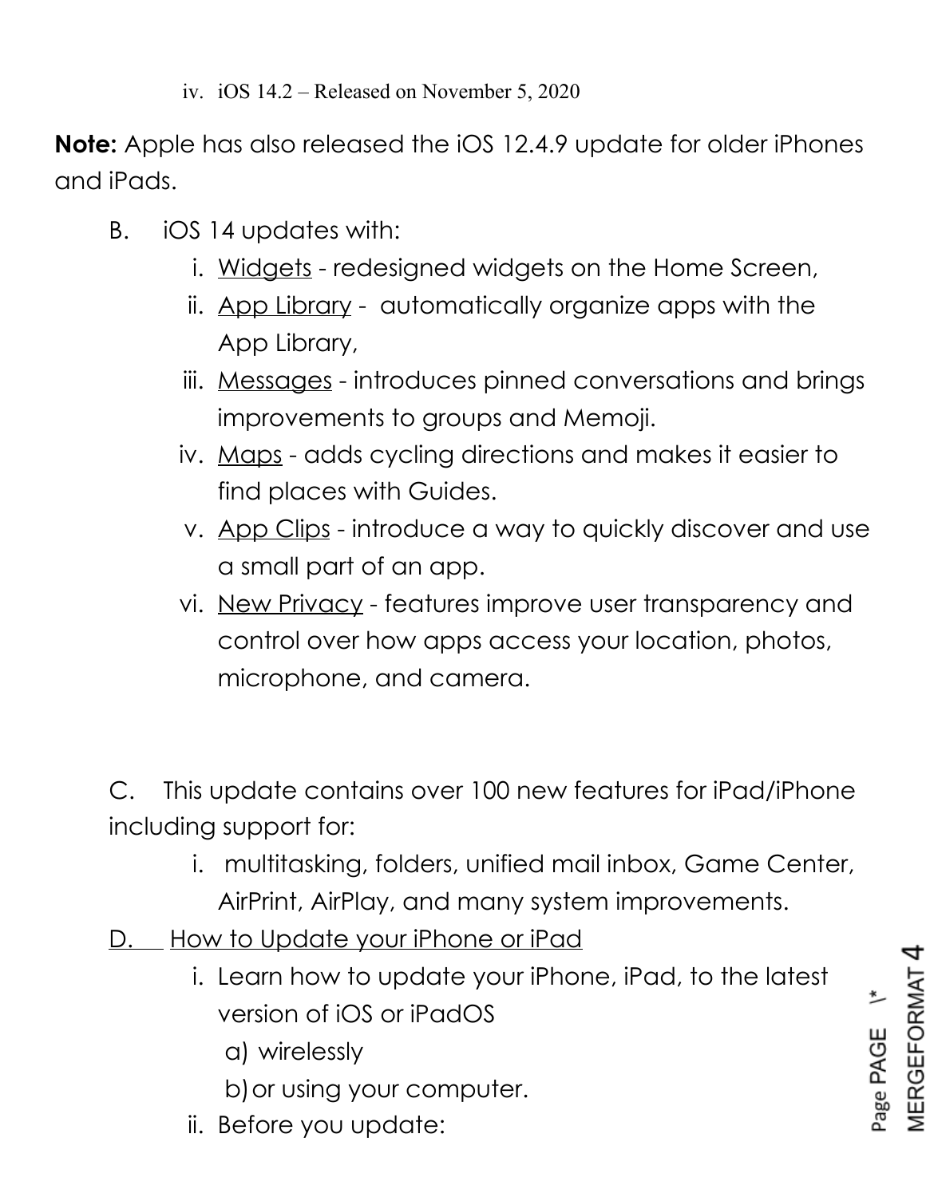iv. iOS 14.2 – Released on November 5, 2020

**Note:** Apple has also released the iOS 12.4.9 update for older iPhones and iPads.

B. iOS 14 updates with:

i. Widgets - redesigned widgets on the Home Screen,

ii. App Library - automatically organize apps with the App Library,

iii. Messages - introduces pinned conversations and brings improvements to groups and Memoji.

iv. Maps - adds cycling directions and makes it easier to find places with Guides.

v. App Clips - introduce a way to quickly discover and use a small part of an app.

vi. New Privacy - features improve user transparency and control over how apps access your location, photos, microphone, and camera.

C. This update contains over 100 new features for iPad/iPhone including support for:

i. multitasking, folders, unified mail inbox, Game Center, AirPrint, AirPlay, and many system improvements.

D. How to Update your iPhone or iPad

i. Learn how to update your iPhone, iPad, to the latest version of iOS or iPadOS

a) wirelessly

b) or using your computer.

ii. Before you update: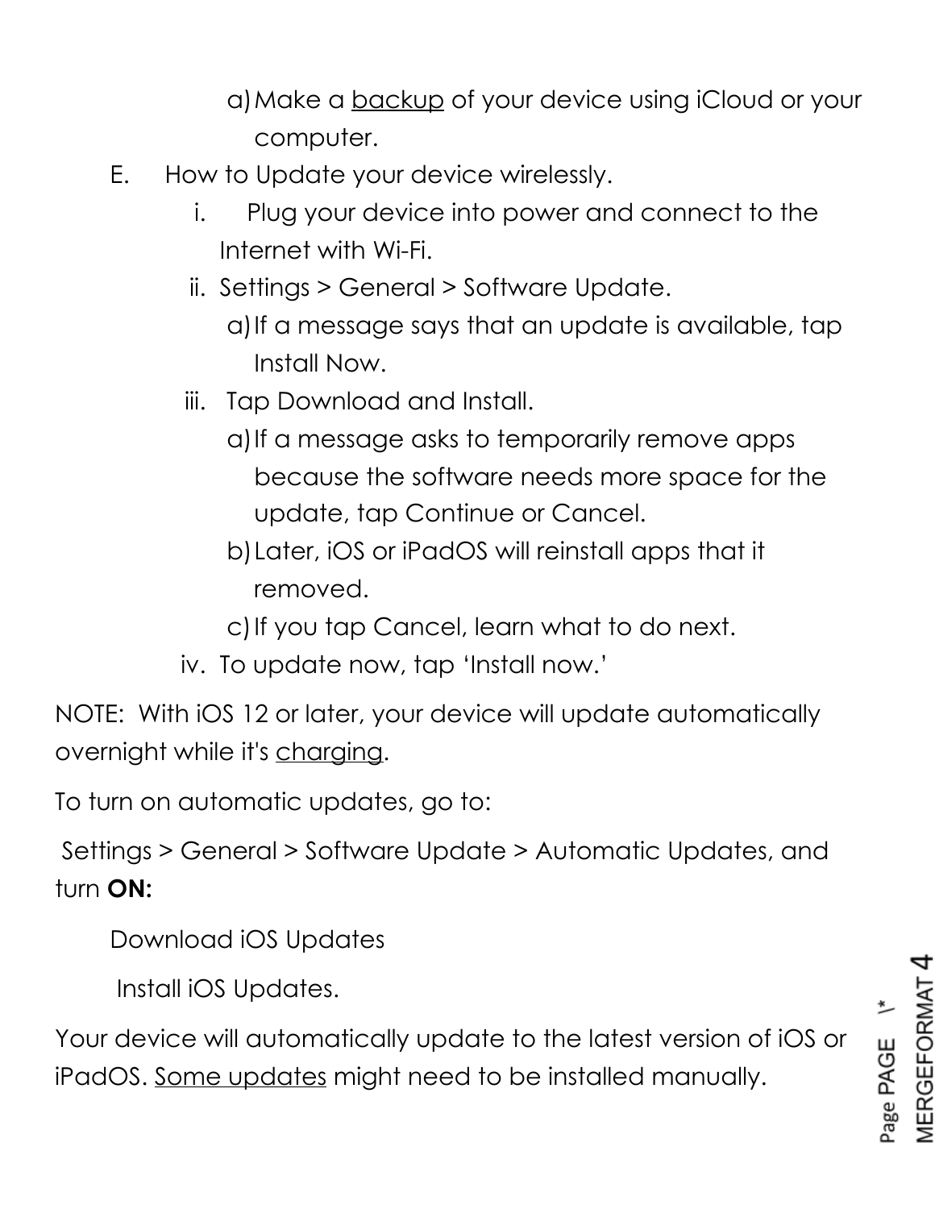a) Make a backup of your device using iCloud or your computer.

E. How to Update your device wirelessly.

i. Plug your device into power and connect to the Internet with Wi-Fi.

ii. Settings > General > Software Update.

a) If a message says that an update is available, tap Install Now.

iii. Tap Download and Install.

a) If a message asks to temporarily remove apps because the software needs more space for the update, tap Continue or Cancel.

b) Later, iOS or iPadOS will reinstall apps that it removed.

c) If you tap Cancel, learn what to do next.

iv. To update now, tap 'Install now.'

NOTE: With iOS 12 or later, your device will update automatically overnight while it's charging.

To turn on automatic updates, go to:

Settings > General > Software Update > Automatic Updates, and turn **ON:**

Download iOS Updates

Install iOS Updates.

Your device will automatically update to the latest version of iOS or iPadOS. Some updates might need to be installed manually.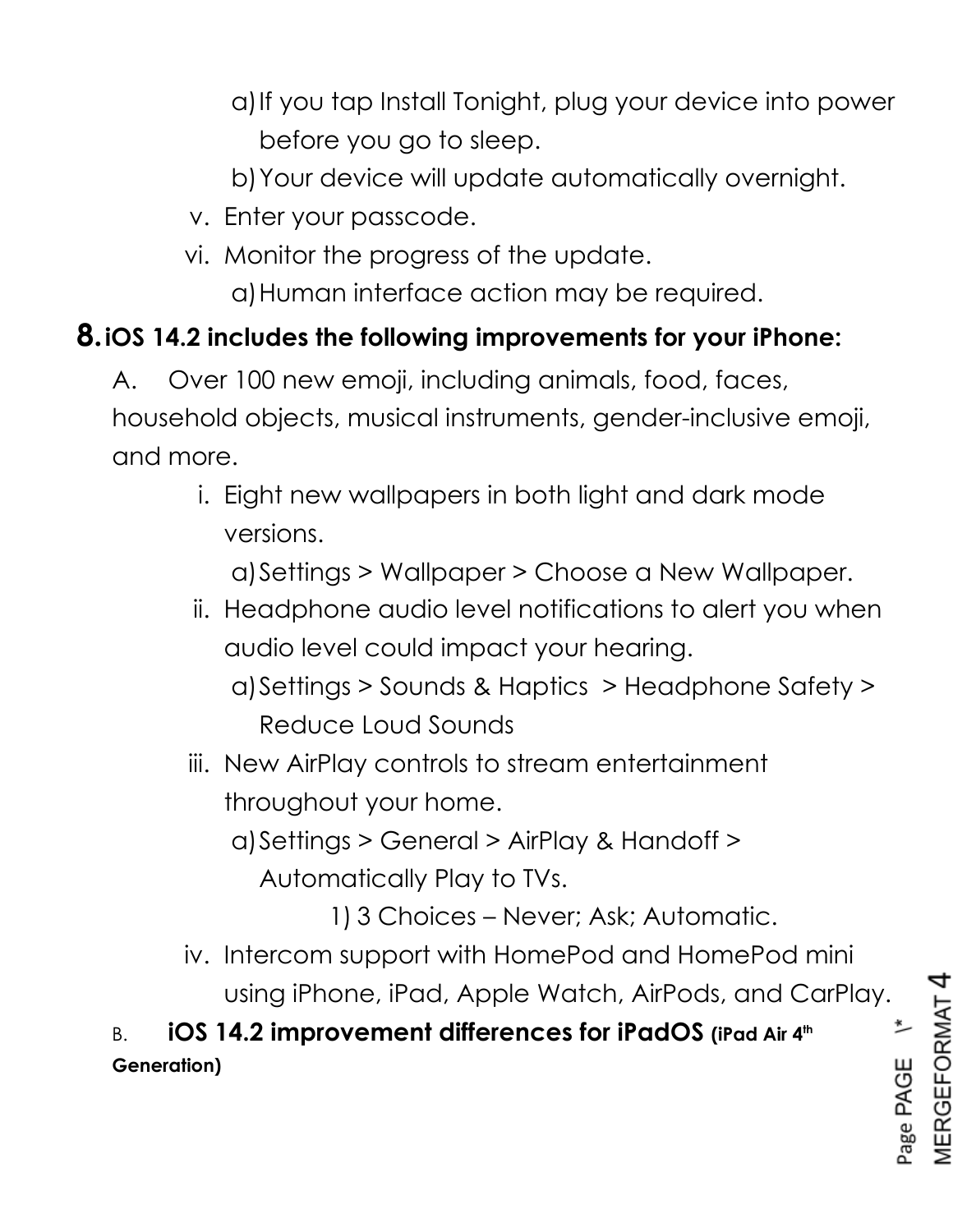a) If you tap Install Tonight, plug your device into power before you go to sleep.

b) Your device will update automatically overnight.

v. Enter your passcode.

vi. Monitor the progress of the update.

a) Human interface action may be required.

## 8. iOS 14.2 includes the following improvements for your iPhone:

A. Over 100 new emoji, including animals, food, faces, household objects, musical instruments, gender-inclusive emoji, and more.

i. Eight new wallpapers in both light and dark mode versions.

a) Settings > Wallpaper > Choose a New Wallpaper.

ii. Headphone audio level notifications to alert you when audio level could impact your hearing.

a) Settings > Sounds & Haptics > Headphone Safety > Reduce Loud Sounds

iii. New AirPlay controls to stream entertainment throughout your home.

a) Settings > General > AirPlay & Handoff > Automatically Play to TVs.

1) 3 Choices – Never; Ask; Automatic.

iv. Intercom support with HomePod and HomePod mini using iPhone, iPad, Apple Watch, AirPods, and CarPlay.

B. **iOS 14.2 improvement differences for iPadOS (iPad Air 4th Generation)**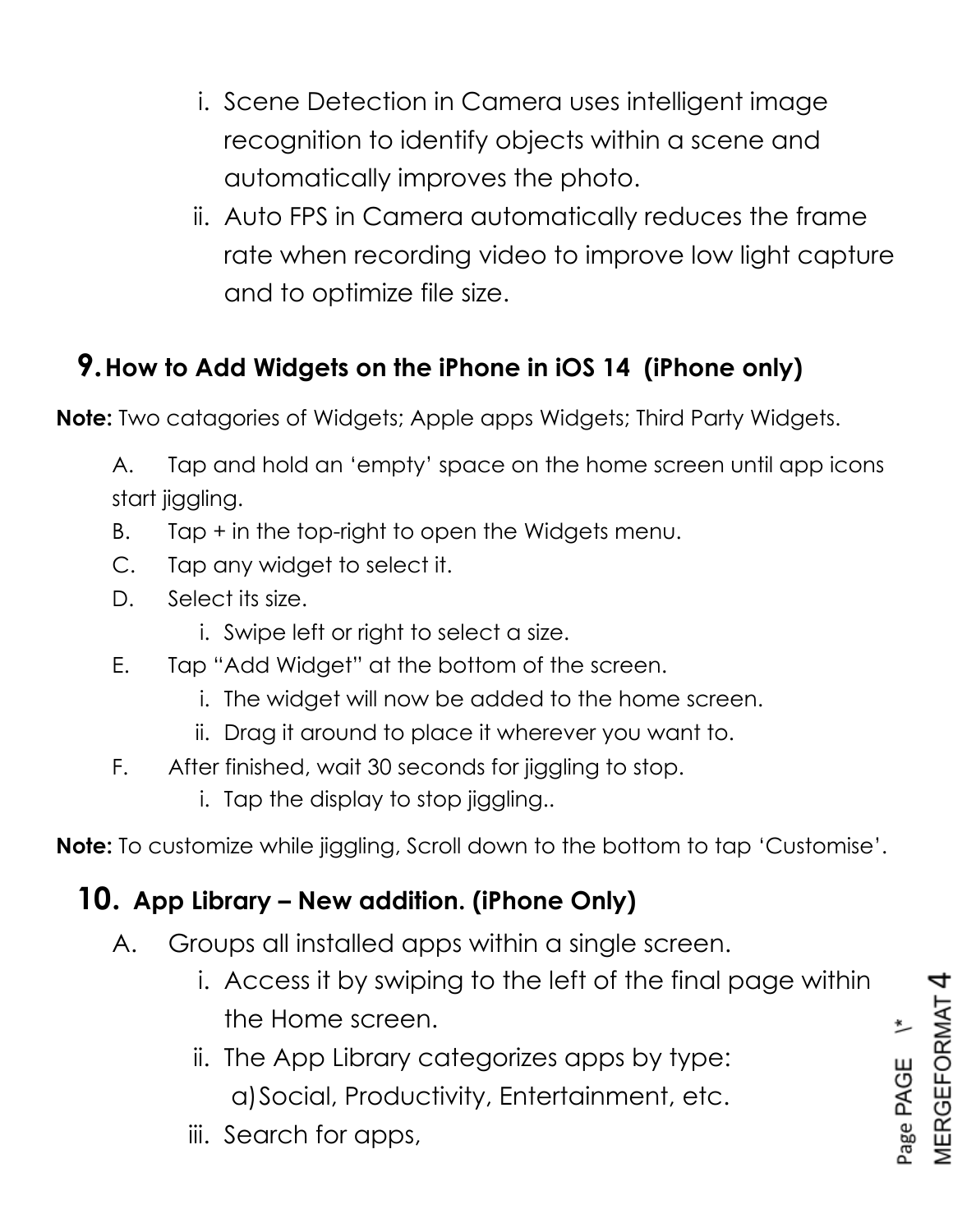i. Scene Detection in Camera uses intelligent image recognition to identify objects within a scene and automatically improves the photo.
   ii. Auto FPS in Camera automatically reduces the frame rate when recording video to improve low light capture and to optimize file size.

## 9. How to Add Widgets on the iPhone in iOS 14 (iPhone only)

**Note:** Two catagories of Widgets; Apple apps Widgets; Third Party Widgets.

A. Tap and hold an 'empty' space on the home screen until app icons start jiggling.
B. Tap + in the top-right to open the Widgets menu.
C. Tap any widget to select it.
D. Select its size.
   i. Swipe left or right to select a size.
E. Tap "Add Widget" at the bottom of the screen.
   i. The widget will now be added to the home screen.
   ii. Drag it around to place it wherever you want to.
F. After finished, wait 30 seconds for jiggling to stop.
   i. Tap the display to stop jiggling..

**Note:** To customize while jiggling, Scroll down to the bottom to tap 'Customise'.

## 10. App Library – New addition. (iPhone Only)

A. Groups all installed apps within a single screen.
   i. Access it by swiping to the left of the final page within the Home screen.
   ii. The App Library categorizes apps by type:
      a) Social, Productivity, Entertainment, etc.
   iii. Search for apps,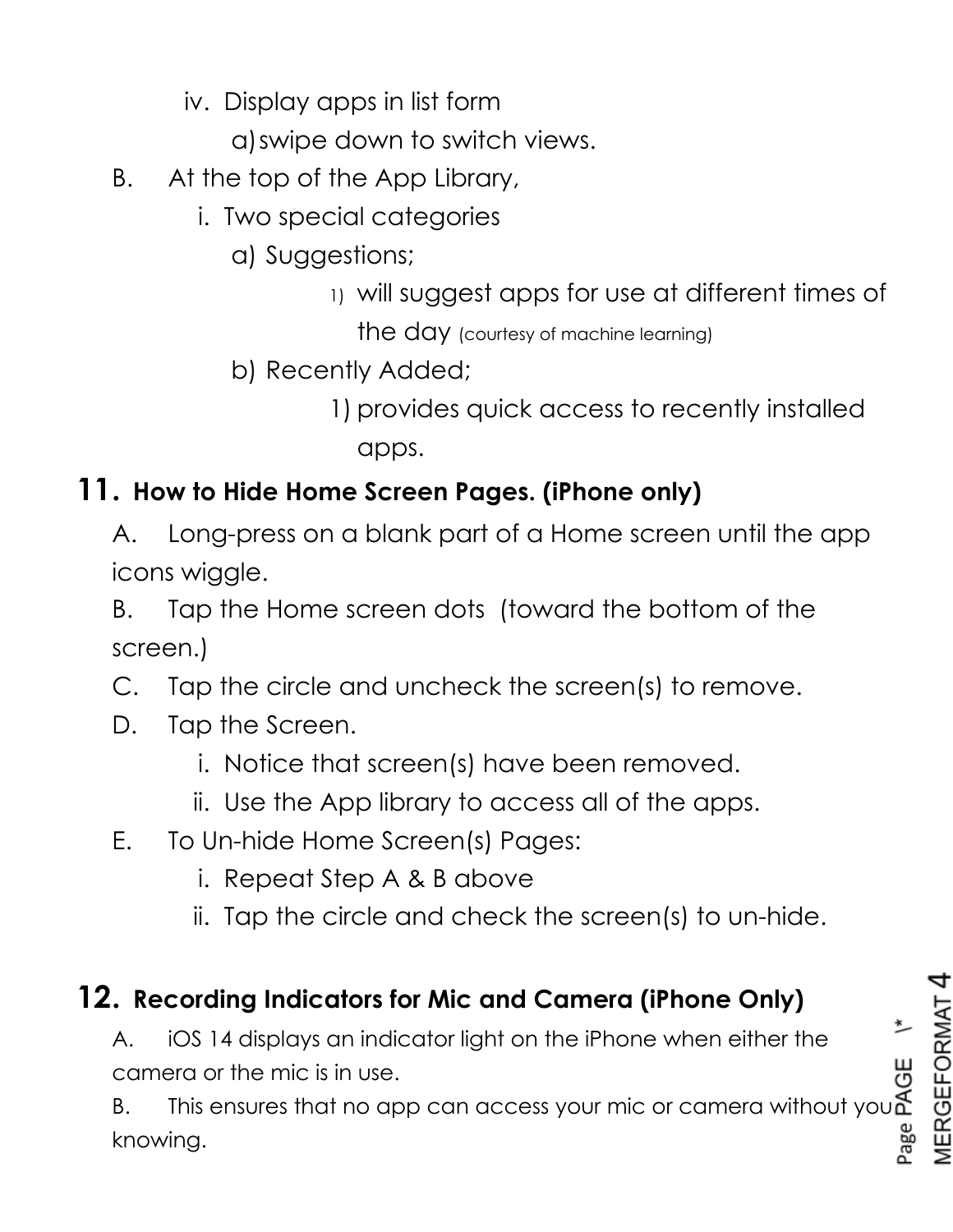iv. Display apps in list form

a) swipe down to switch views.

B. At the top of the App Library,

i. Two special categories

a) Suggestions;

1) will suggest apps for use at different times of the day (courtesy of machine learning)

b) Recently Added;

1) provides quick access to recently installed apps.

## 11. How to Hide Home Screen Pages. (iPhone only)

A. Long-press on a blank part of a Home screen until the app icons wiggle.

B. Tap the Home screen dots (toward the bottom of the screen.)

C. Tap the circle and uncheck the screen(s) to remove.

D. Tap the Screen.

i. Notice that screen(s) have been removed.

ii. Use the App library to access all of the apps.

E. To Un-hide Home Screen(s) Pages:

i. Repeat Step A & B above

ii. Tap the circle and check the screen(s) to un-hide.

## 12. Recording Indicators for Mic and Camera (iPhone Only)

A. iOS 14 displays an indicator light on the iPhone when either the camera or the mic is in use.

B. This ensures that no app can access your mic or camera without you knowing.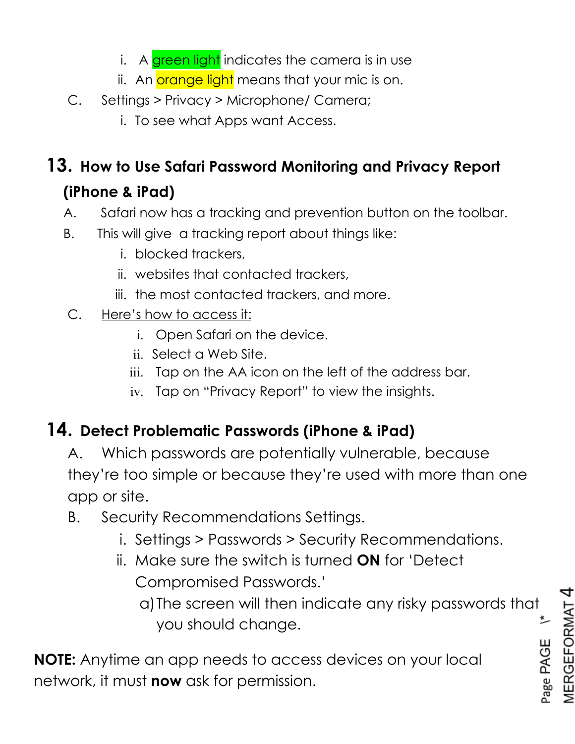i. A green light indicates the camera is in use
ii. An orange light means that your mic is on.

C. Settings > Privacy > Microphone/ Camera;
   i. To see what Apps want Access.

## 13. How to Use Safari Password Monitoring and Privacy Report (iPhone & iPad)

A. Safari now has a tracking and prevention button on the toolbar.

B. This will give a tracking report about things like:
   i. blocked trackers,
   ii. websites that contacted trackers,
   iii. the most contacted trackers, and more.

C. Here's how to access it:
   i. Open Safari on the device.
   ii. Select a Web Site.
   iii. Tap on the AA icon on the left of the address bar.
   iv. Tap on "Privacy Report" to view the insights.

## 14. Detect Problematic Passwords (iPhone & iPad)

A. Which passwords are potentially vulnerable, because they're too simple or because they're used with more than one app or site.

B. Security Recommendations Settings.
   i. Settings > Passwords > Security Recommendations.
   ii. Make sure the switch is turned **ON** for 'Detect Compromised Passwords.'
      a) The screen will then indicate any risky passwords that you should change.

**NOTE:** Anytime an app needs to access devices on your local network, it must **now** ask for permission.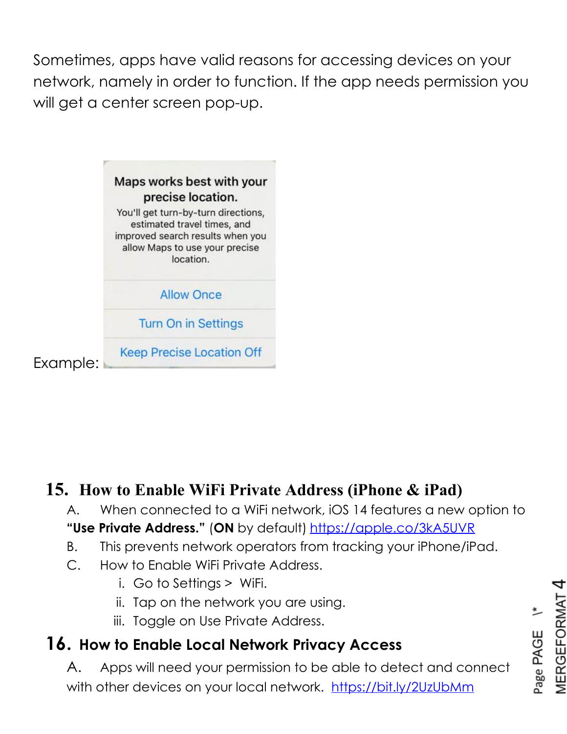Sometimes, apps have valid reasons for accessing devices on your network, namely in order to function. If the app needs permission you will get a center screen pop-up.

Example:

Maps works best with your precise location.

You'll get turn-by-turn directions, estimated travel times, and improved search results when you allow Maps to use your precise location.

Allow Once

Turn On in Settings

Keep Precise Location Off

## 15. How to Enable WiFi Private Address (iPhone & iPad)

A. When connected to a WiFi network, iOS 14 features a new option to **"Use Private Address."** (**ON** by default) https://apple.co/3kA5UVR

B. This prevents network operators from tracking your iPhone/iPad.

C. How to Enable WiFi Private Address.

i. Go to Settings > WiFi.

ii. Tap on the network you are using.

iii. Toggle on Use Private Address.

## 16. How to Enable Local Network Privacy Access

A. Apps will need your permission to be able to detect and connect with other devices on your local network. https://bit.ly/2UzUbMm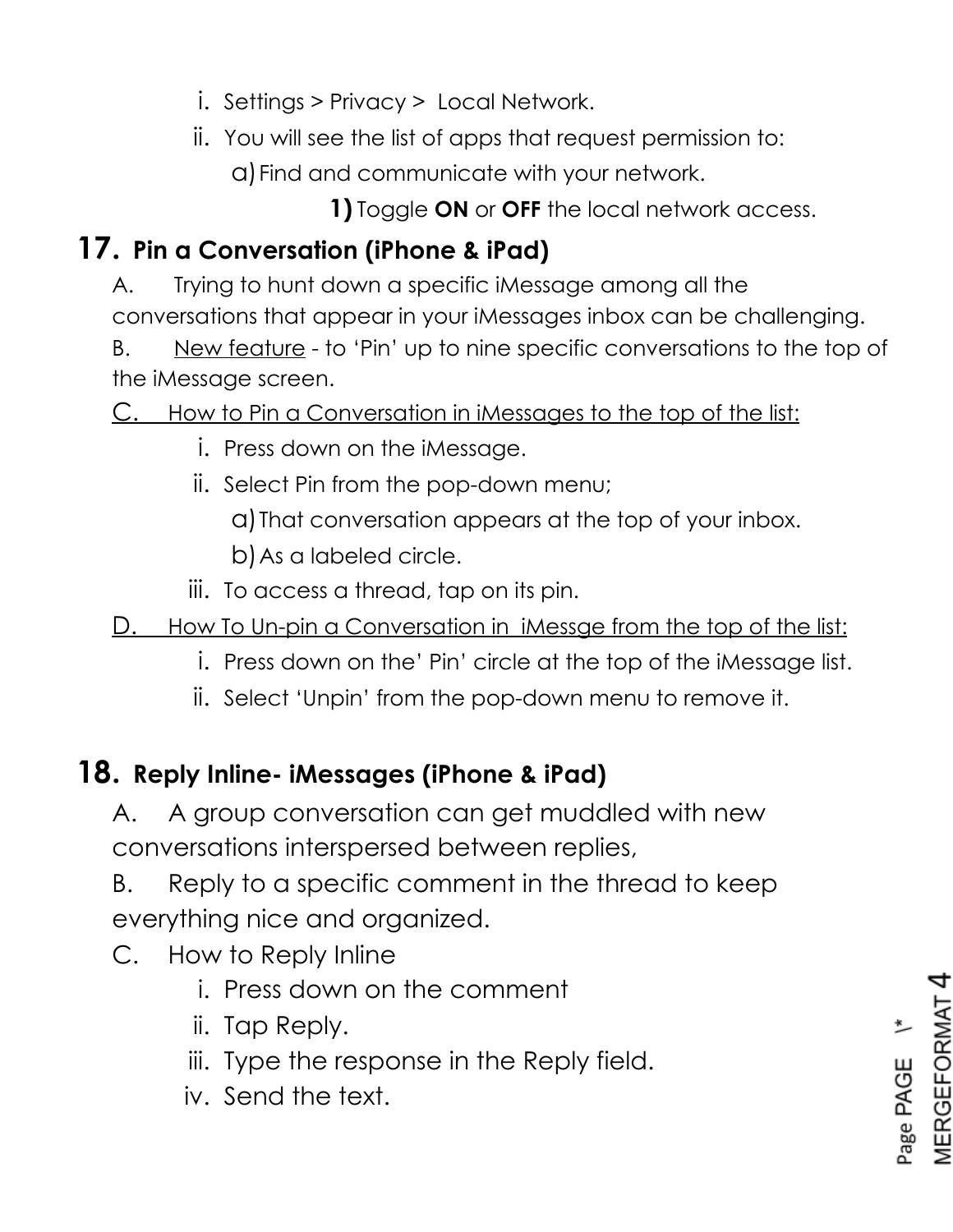i. Settings > Privacy > Local Network.
   ii. You will see the list of apps that request permission to:
      a) Find and communicate with your network.
         1) Toggle **ON** or **OFF** the local network access.

## 17. Pin a Conversation (iPhone & iPad)

A. Trying to hunt down a specific iMessage among all the conversations that appear in your iMessages inbox can be challenging.

B. New feature - to 'Pin' up to nine specific conversations to the top of the iMessage screen.

C. How to Pin a Conversation in iMessages to the top of the list:
   i. Press down on the iMessage.
   ii. Select Pin from the pop-down menu;
      a) That conversation appears at the top of your inbox.
      b) As a labeled circle.
   iii. To access a thread, tap on its pin.

D. How To Un-pin a Conversation in iMessge from the top of the list:
   i. Press down on the' Pin' circle at the top of the iMessage list.
   ii. Select 'Unpin' from the pop-down menu to remove it.

## 18. Reply Inline- iMessages (iPhone & iPad)

A. A group conversation can get muddled with new conversations interspersed between replies,

B. Reply to a specific comment in the thread to keep everything nice and organized.

C. How to Reply Inline
   i. Press down on the comment
   ii. Tap Reply.
   iii. Type the response in the Reply field.
   iv. Send the text.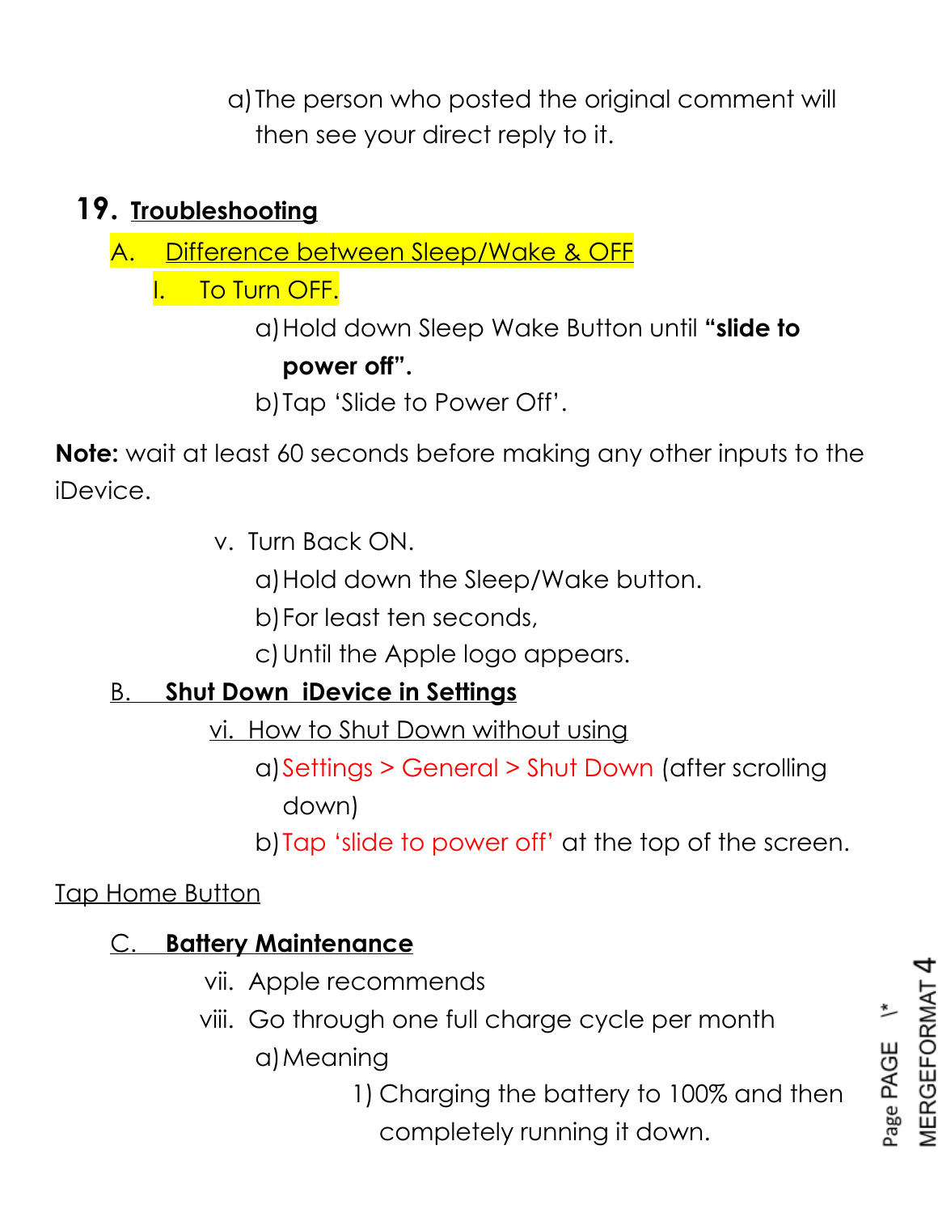a) The person who posted the original comment will then see your direct reply to it.

## 19. Troubleshooting

A. Difference between Sleep/Wake & OFF

I. To Turn OFF.

a) Hold down Sleep Wake Button until **"slide to power off".**

b) Tap 'Slide to Power Off'.

**Note:** wait at least 60 seconds before making any other inputs to the iDevice.

v. Turn Back ON.

a) Hold down the Sleep/Wake button.

b) For least ten seconds,

c) Until the Apple logo appears.

B. **Shut Down iDevice in Settings**

vi. How to Shut Down without using

a) Settings > General > Shut Down (after scrolling down)

b) Tap 'slide to power off' at the top of the screen.

Tap Home Button

C. **Battery Maintenance**

vii. Apple recommends

viii. Go through one full charge cycle per month

a) Meaning

1) Charging the battery to 100% and then completely running it down.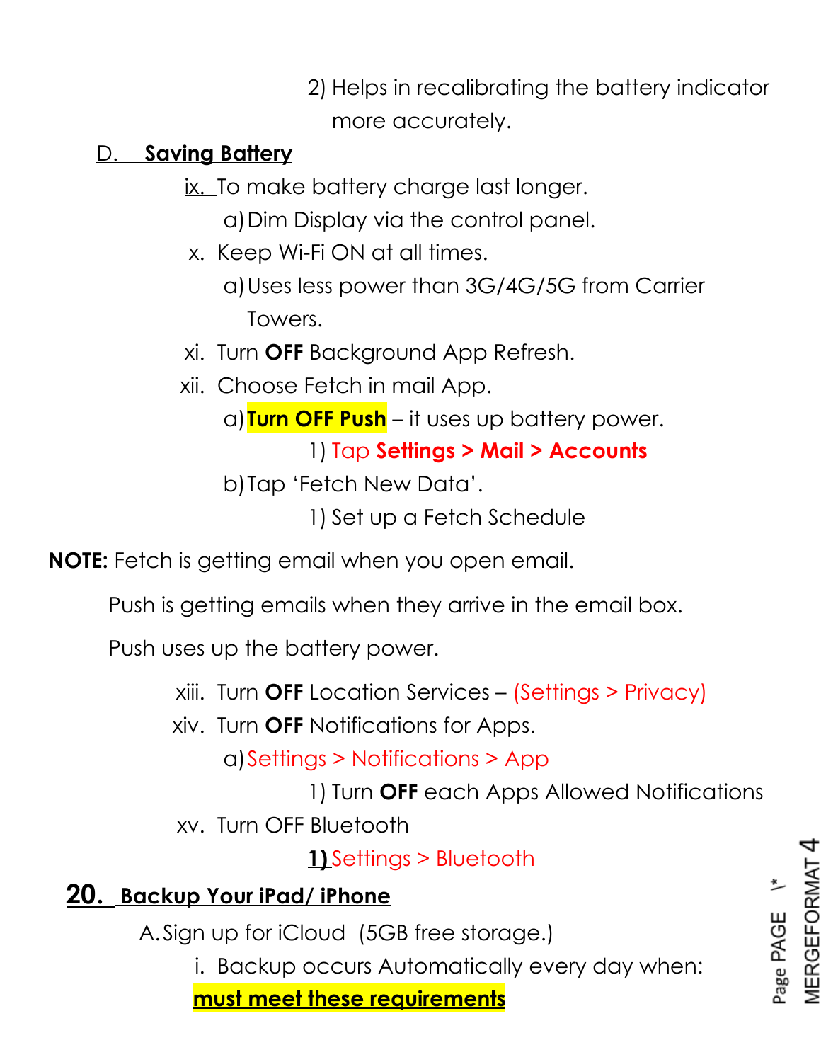2) Helps in recalibrating the battery indicator more accurately.

### D. **Saving Battery**

ix. To make battery charge last longer.

  a) Dim Display via the control panel.

x. Keep Wi-Fi ON at all times.

  a) Uses less power than 3G/4G/5G from Carrier Towers.

xi. Turn **OFF** Background App Refresh.

xii. Choose Fetch in mail App.

  a) **Turn OFF Push** – it uses up battery power.

    1) Tap **Settings > Mail > Accounts**

  b) Tap 'Fetch New Data'.

    1) Set up a Fetch Schedule

**NOTE:** Fetch is getting email when you open email.

Push is getting emails when they arrive in the email box.

Push uses up the battery power.

xiii. Turn **OFF** Location Services – (Settings > Privacy)

xiv. Turn **OFF** Notifications for Apps.

  a) Settings > Notifications > App

    1) Turn **OFF** each Apps Allowed Notifications

xv. Turn OFF Bluetooth

    **1)** Settings > Bluetooth

## 20. **Backup Your iPad/ iPhone**

A. Sign up for iCloud (5GB free storage.)

  i. Backup occurs Automatically every day when:

  **must meet these requirements**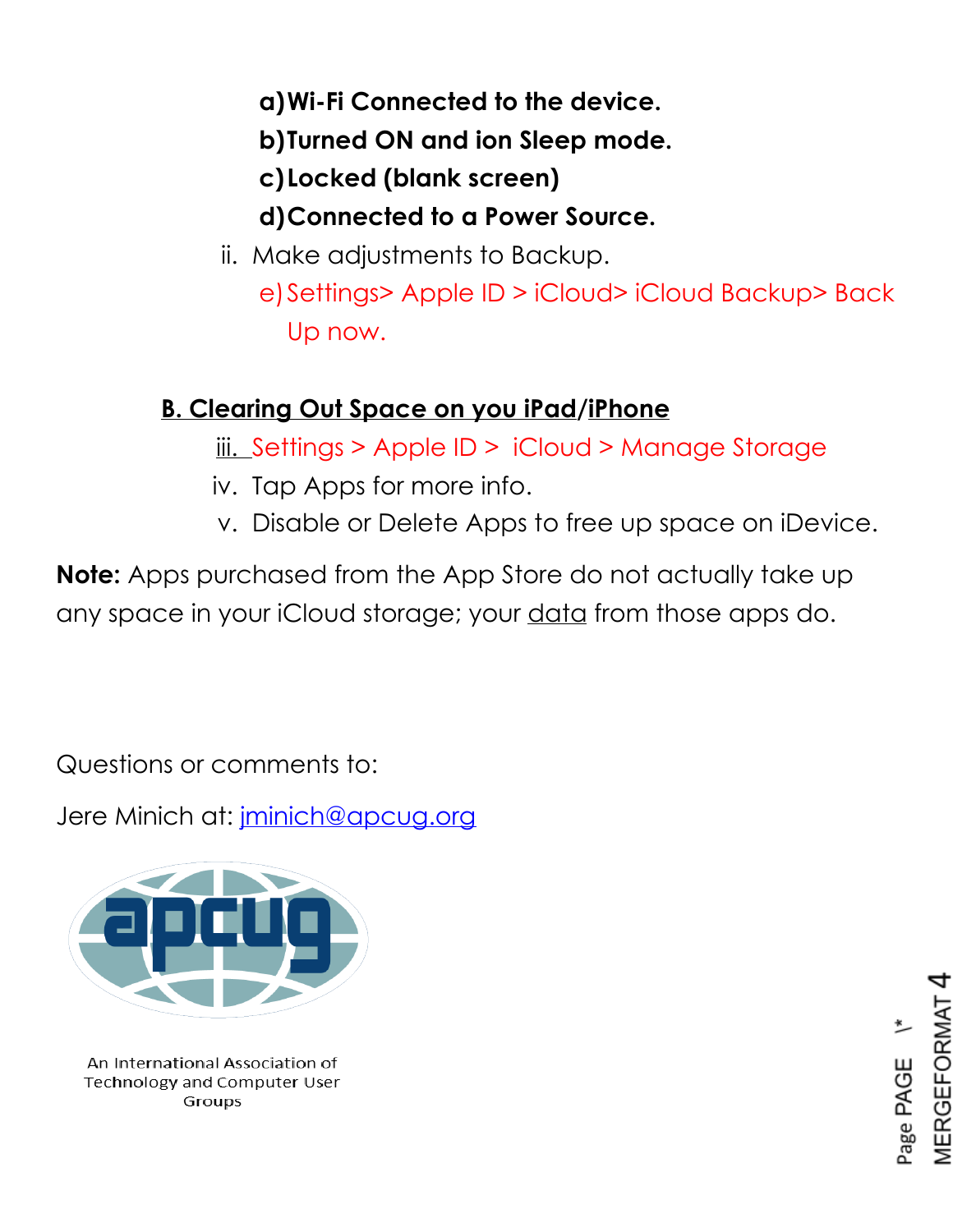a) **Wi-Fi Connected to the device.**
b) **Turned ON and ion Sleep mode.**
c) **Locked (blank screen)**
d) **Connected to a Power Source.**

ii. Make adjustments to Backup.

e) Settings> Apple ID > iCloud> iCloud Backup> Back Up now.

**B. Clearing Out Space on you iPad/iPhone**

iii. Settings > Apple ID > iCloud > Manage Storage

iv. Tap Apps for more info.

v. Disable or Delete Apps to free up space on iDevice.

**Note:** Apps purchased from the App Store do not actually take up any space in your iCloud storage; your data from those apps do.

Questions or comments to:

Jere Minich at: jminich@apcug.org

apcug

An International Association of Technology and Computer User Groups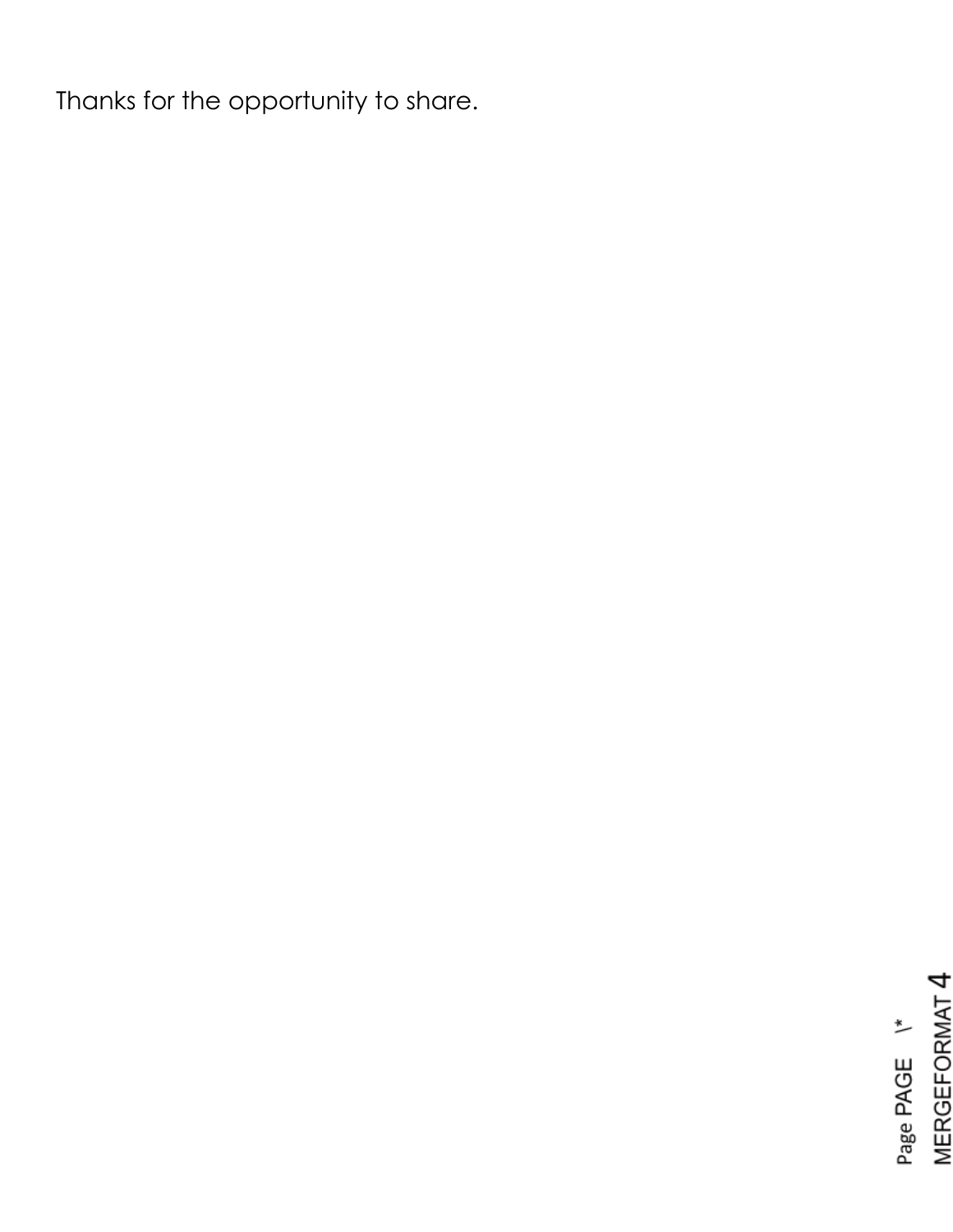Thanks for the opportunity to share.